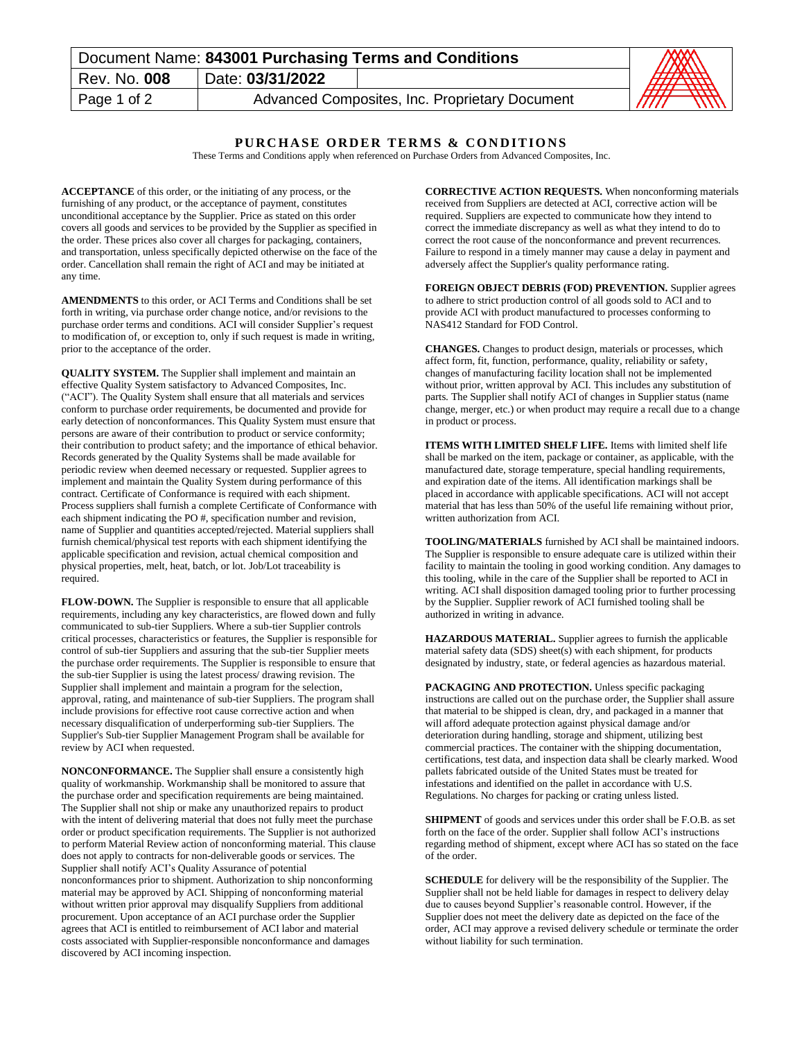# PURCHASE ORDER TERMS & CONDITIONS

These Terms and Conditions apply when referenced on Purchase Orders from Advanced Composites, Inc.

**ACCEPTANCE** of this order, or the initiating of any process, or the furnishing of any product, or the acceptance of payment, constitutes unconditional acceptance by the Supplier. Price as stated on this order covers all goods and services to be provided by the Supplier as specified in the order. These prices also cover all charges for packaging, containers, and transportation, unless specifically depicted otherwise on the face of the order. Cancellation shall remain the right of ACI and may be initiated at any time.

**AMENDMENTS** to this order, or ACI Terms and Conditions shall be set forth in writing, via purchase order change notice, and/or revisions to the purchase order terms and conditions. ACI will consider Supplier's request to modification of, or exception to, only if such request is made in writing, prior to the acceptance of the order.

**QUALITY SYSTEM.** The Supplier shall implement and maintain an effective Quality System satisfactory to Advanced Composites, Inc. ("ACI"). The Quality System shall ensure that all materials and services conform to purchase order requirements, be documented and provide for early detection of nonconformances. This Quality System must ensure that persons are aware of their contribution to product or service conformity; their contribution to product safety; and the importance of ethical behavior. Records generated by the Quality Systems shall be made available for periodic review when deemed necessary or requested. Supplier agrees to implement and maintain the Quality System during performance of this contract. Certificate of Conformance is required with each shipment. Process suppliers shall furnish a complete Certificate of Conformance with each shipment indicating the PO #, specification number and revision, name of Supplier and quantities accepted/rejected. Material suppliers shall furnish chemical/physical test reports with each shipment identifying the applicable specification and revision, actual chemical composition and physical properties, melt, heat, batch, or lot. Job/Lot traceability is required.

**FLOW-DOWN.** The Supplier is responsible to ensure that all applicable requirements, including any key characteristics, are flowed down and fully communicated to sub-tier Suppliers. Where a sub-tier Supplier controls critical processes, characteristics or features, the Supplier is responsible for control of sub-tier Suppliers and assuring that the sub-tier Supplier meets the purchase order requirements. The Supplier is responsible to ensure that the sub-tier Supplier is using the latest process/ drawing revision. The Supplier shall implement and maintain a program for the selection, approval, rating, and maintenance of sub-tier Suppliers. The program shall include provisions for effective root cause corrective action and when necessary disqualification of underperforming sub-tier Suppliers. The Supplier's Sub-tier Supplier Management Program shall be available for review by ACI when requested.

**NONCONFORMANCE.** The Supplier shall ensure a consistently high quality of workmanship. Workmanship shall be monitored to assure that the purchase order and specification requirements are being maintained. The Supplier shall not ship or make any unauthorized repairs to product with the intent of delivering material that does not fully meet the purchase order or product specification requirements. The Supplier is not authorized to perform Material Review action of nonconforming material. This clause does not apply to contracts for non-deliverable goods or services. The Supplier shall notify ACI's Quality Assurance of potential nonconformances prior to shipment. Authorization to ship nonconforming material may be approved by ACI. Shipping of nonconforming material without written prior approval may disqualify Suppliers from additional procurement. Upon acceptance of an ACI purchase order the Supplier agrees that ACI is entitled to reimbursement of ACI labor and material costs associated with Supplier-responsible nonconformance and damages discovered by ACI incoming inspection.

**CORRECTIVE ACTION REQUESTS.** When nonconforming materials received from Suppliers are detected at ACI, corrective action will be required. Suppliers are expected to communicate how they intend to correct the immediate discrepancy as well as what they intend to do to correct the root cause of the nonconformance and prevent recurrences. Failure to respond in a timely manner may cause a delay in payment and adversely affect the Supplier's quality performance rating.

**FOREIGN OBJECT DEBRIS (FOD) PREVENTION.** Supplier agrees to adhere to strict production control of all goods sold to ACI and to provide ACI with product manufactured to processes conforming to NAS412 Standard for FOD Control.

**CHANGES.** Changes to product design, materials or processes, which affect form, fit, function, performance, quality, reliability or safety, changes of manufacturing facility location shall not be implemented without prior, written approval by ACI. This includes any substitution of parts. The Supplier shall notify ACI of changes in Supplier status (name change, merger, etc.) or when product may require a recall due to a change in product or process.

**ITEMS WITH LIMITED SHELF LIFE.** Items with limited shelf life shall be marked on the item, package or container, as applicable, with the manufactured date, storage temperature, special handling requirements, and expiration date of the items. All identification markings shall be placed in accordance with applicable specifications. ACI will not accept material that has less than 50% of the useful life remaining without prior, written authorization from ACI.

**TOOLING/MATERIALS** furnished by ACI shall be maintained indoors. The Supplier is responsible to ensure adequate care is utilized within their facility to maintain the tooling in good working condition. Any damages to this tooling, while in the care of the Supplier shall be reported to ACI in writing. ACI shall disposition damaged tooling prior to further processing by the Supplier. Supplier rework of ACI furnished tooling shall be authorized in writing in advance.

**HAZARDOUS MATERIAL.** Supplier agrees to furnish the applicable material safety data (SDS) sheet(s) with each shipment, for products designated by industry, state, or federal agencies as hazardous material.

**PACKAGING AND PROTECTION.** Unless specific packaging instructions are called out on the purchase order, the Supplier shall assure that material to be shipped is clean, dry, and packaged in a manner that will afford adequate protection against physical damage and/or deterioration during handling, storage and shipment, utilizing best commercial practices. The container with the shipping documentation, certifications, test data, and inspection data shall be clearly marked. Wood pallets fabricated outside of the United States must be treated for infestations and identified on the pallet in accordance with U.S. Regulations. No charges for packing or crating unless listed.

**SHIPMENT** of goods and services under this order shall be F.O.B. as set forth on the face of the order. Supplier shall follow ACI's instructions regarding method of shipment, except where ACI has so stated on the face of the order.

**SCHEDULE** for delivery will be the responsibility of the Supplier. The Supplier shall not be held liable for damages in respect to delivery delay due to causes beyond Supplier's reasonable control. However, if the Supplier does not meet the delivery date as depicted on the face of the order, ACI may approve a revised delivery schedule or terminate the order without liability for such termination.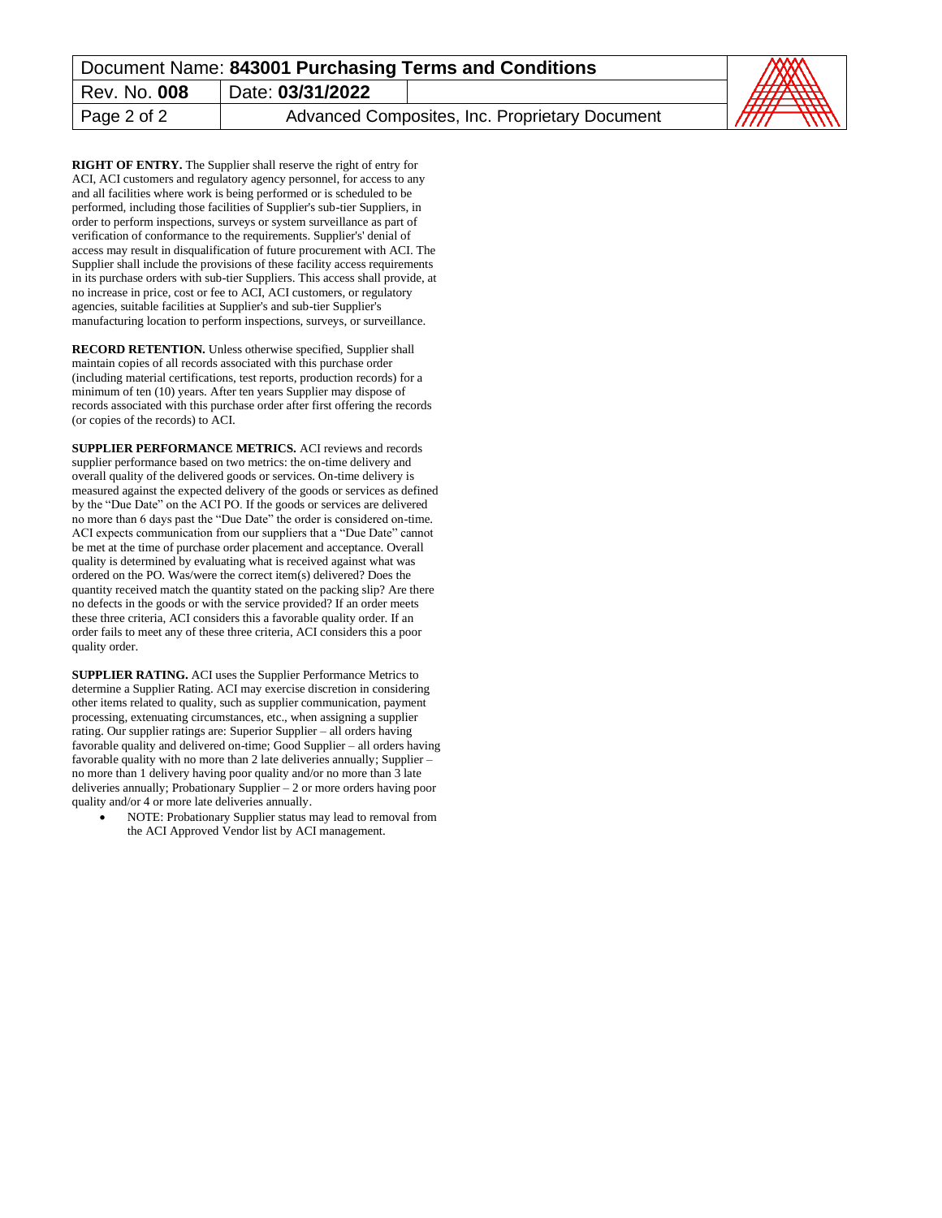**RIGHT OF ENTRY.** The Supplier shall reserve the right of entry for ACI, ACI customers and regulatory agency personnel, for access to any and all facilities where work is being performed or is scheduled to be performed, including those facilities of Supplier's sub-tier Suppliers, in order to perform inspections, surveys or system surveillance as part of verification of conformance to the requirements. Supplier's' denial of access may result in disqualification of future procurement with ACI. The Supplier shall include the provisions of these facility access requirements in its purchase orders with sub-tier Suppliers. This access shall provide, at no increase in price, cost or fee to ACI, ACI customers, or regulatory agencies, suitable facilities at Supplier's and sub-tier Supplier's manufacturing location to perform inspections, surveys, or surveillance.

**RECORD RETENTION.** Unless otherwise specified, Supplier shall maintain copies of all records associated with this purchase order (including material certifications, test reports, production records) for a minimum of ten (10) years. After ten years Supplier may dispose of records associated with this purchase order after first offering the records (or copies of the records) to ACI.

**SUPPLIER PERFORMANCE METRICS.** ACI reviews and records supplier performance based on two metrics: the on-time delivery and overall quality of the delivered goods or services. On-time delivery is measured against the expected delivery of the goods or services as defined by the "Due Date" on the ACI PO. If the goods or services are delivered no more than 6 days past the "Due Date" the order is considered on-time. ACI expects communication from our suppliers that a "Due Date" cannot be met at the time of purchase order placement and acceptance. Overall quality is determined by evaluating what is received against what was ordered on the PO. Was/were the correct item(s) delivered? Does the quantity received match the quantity stated on the packing slip? Are there no defects in the goods or with the service provided? If an order meets these three criteria, ACI considers this a favorable quality order. If an order fails to meet any of these three criteria, ACI considers this a poor quality order.

**SUPPLIER RATING.** ACI uses the Supplier Performance Metrics to determine a Supplier Rating. ACI may exercise discretion in considering other items related to quality, such as supplier communication, payment processing, extenuating circumstances, etc., when assigning a supplier rating. Our supplier ratings are: Superior Supplier – all orders having favorable quality and delivered on-time; Good Supplier – all orders having favorable quality with no more than 2 late deliveries annually; Supplier – no more than 1 delivery having poor quality and/or no more than 3 late deliveries annually; Probationary Supplier – 2 or more orders having poor quality and/or 4 or more late deliveries annually.

- NOTE: Probationary Supplier status may lead to removal from the ACI Approved Vendor list by ACI management.